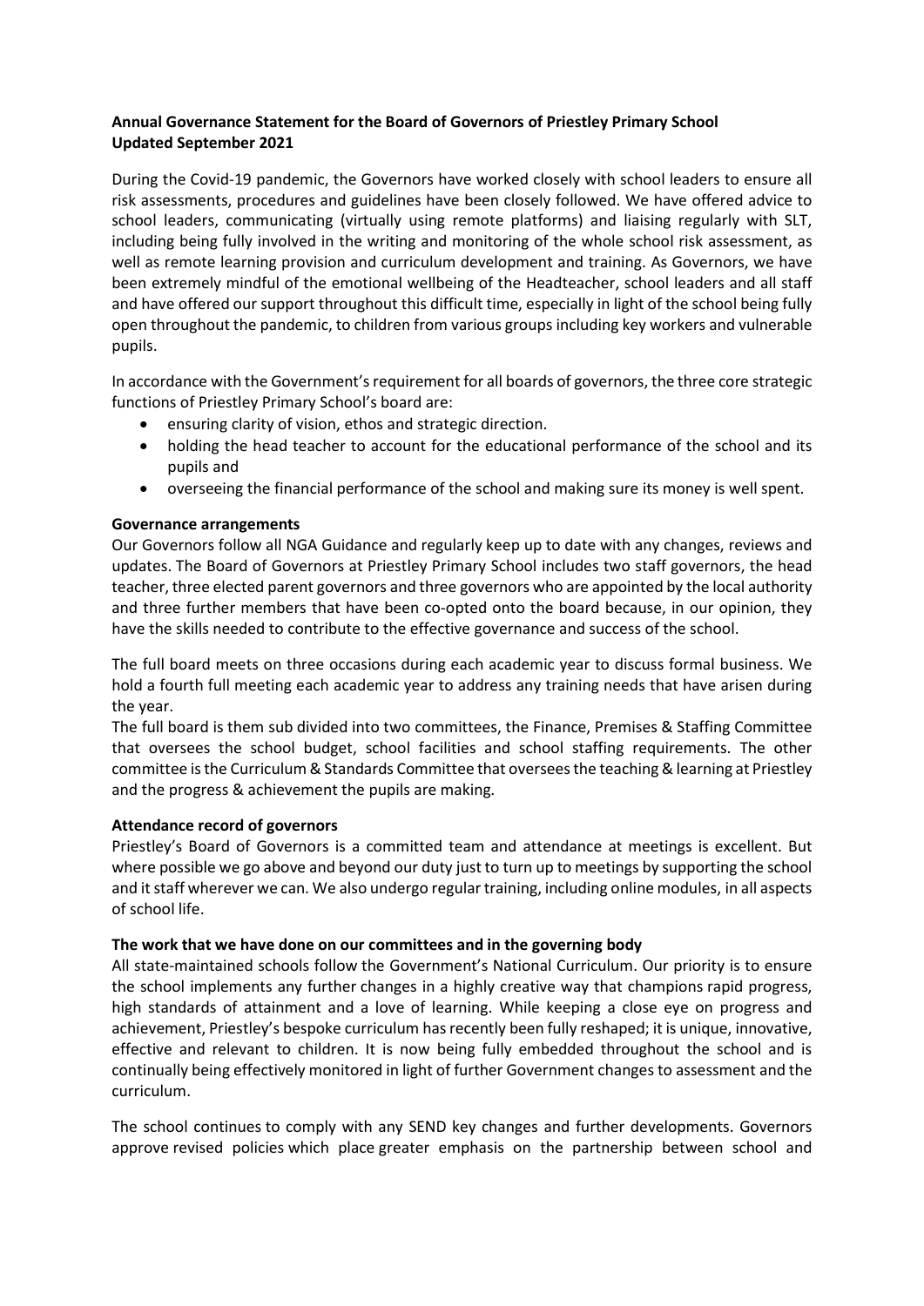**Annual Governance Statement for the Board of Governors of Priestley Primary School**
**Updated September 2021**

During the Covid-19 pandemic, the Governors have worked closely with school leaders to ensure all risk assessments, procedures and guidelines have been closely followed. We have offered advice to school leaders, communicating (virtually using remote platforms) and liaising regularly with SLT, including being fully involved in the writing and monitoring of the whole school risk assessment, as well as remote learning provision and curriculum development and training. As Governors, we have been extremely mindful of the emotional wellbeing of the Headteacher, school leaders and all staff and have offered our support throughout this difficult time, especially in light of the school being fully open throughout the pandemic, to children from various groups including key workers and vulnerable pupils.

In accordance with the Government's requirement for all boards of governors, the three core strategic functions of Priestley Primary School's board are:

- ensuring clarity of vision, ethos and strategic direction.
- holding the head teacher to account for the educational performance of the school and its pupils and
- overseeing the financial performance of the school and making sure its money is well spent.

**Governance arrangements**

Our Governors follow all NGA Guidance and regularly keep up to date with any changes, reviews and updates. The Board of Governors at Priestley Primary School includes two staff governors, the head teacher, three elected parent governors and three governors who are appointed by the local authority and three further members that have been co-opted onto the board because, in our opinion, they have the skills needed to contribute to the effective governance and success of the school.

The full board meets on three occasions during each academic year to discuss formal business. We hold a fourth full meeting each academic year to address any training needs that have arisen during the year.

The full board is them sub divided into two committees, the Finance, Premises & Staffing Committee that oversees the school budget, school facilities and school staffing requirements. The other committee is the Curriculum & Standards Committee that oversees the teaching & learning at Priestley and the progress & achievement the pupils are making.

**Attendance record of governors**

Priestley's Board of Governors is a committed team and attendance at meetings is excellent. But where possible we go above and beyond our duty just to turn up to meetings by supporting the school and it staff wherever we can. We also undergo regular training, including online modules, in all aspects of school life.

**The work that we have done on our committees and in the governing body**

All state-maintained schools follow the Government's National Curriculum. Our priority is to ensure the school implements any further changes in a highly creative way that champions rapid progress, high standards of attainment and a love of learning. While keeping a close eye on progress and achievement, Priestley's bespoke curriculum has recently been fully reshaped; it is unique, innovative, effective and relevant to children. It is now being fully embedded throughout the school and is continually being effectively monitored in light of further Government changes to assessment and the curriculum.

The school continues to comply with any SEND key changes and further developments. Governors approve revised policies which place greater emphasis on the partnership between school and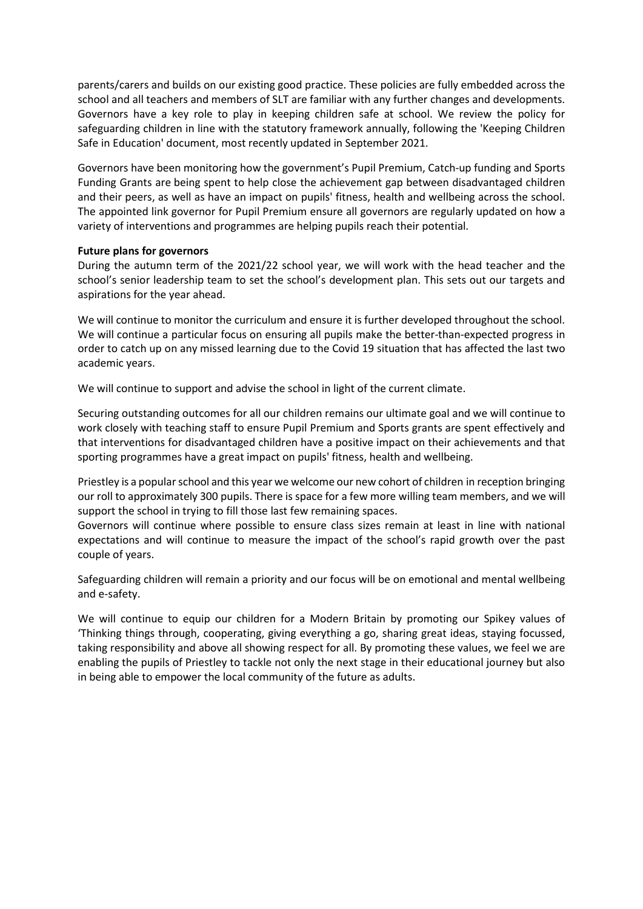parents/carers and builds on our existing good practice. These policies are fully embedded across the school and all teachers and members of SLT are familiar with any further changes and developments. Governors have a key role to play in keeping children safe at school. We review the policy for safeguarding children in line with the statutory framework annually, following the 'Keeping Children Safe in Education' document, most recently updated in September 2021.

Governors have been monitoring how the government's Pupil Premium, Catch-up funding and Sports Funding Grants are being spent to help close the achievement gap between disadvantaged children and their peers, as well as have an impact on pupils' fitness, health and wellbeing across the school. The appointed link governor for Pupil Premium ensure all governors are regularly updated on how a variety of interventions and programmes are helping pupils reach their potential.

**Future plans for governors**

During the autumn term of the 2021/22 school year, we will work with the head teacher and the school's senior leadership team to set the school's development plan. This sets out our targets and aspirations for the year ahead.

We will continue to monitor the curriculum and ensure it is further developed throughout the school. We will continue a particular focus on ensuring all pupils make the better-than-expected progress in order to catch up on any missed learning due to the Covid 19 situation that has affected the last two academic years.

We will continue to support and advise the school in light of the current climate.

Securing outstanding outcomes for all our children remains our ultimate goal and we will continue to work closely with teaching staff to ensure Pupil Premium and Sports grants are spent effectively and that interventions for disadvantaged children have a positive impact on their achievements and that sporting programmes have a great impact on pupils' fitness, health and wellbeing.

Priestley is a popular school and this year we welcome our new cohort of children in reception bringing our roll to approximately 300 pupils. There is space for a few more willing team members, and we will support the school in trying to fill those last few remaining spaces.
Governors will continue where possible to ensure class sizes remain at least in line with national expectations and will continue to measure the impact of the school's rapid growth over the past couple of years.

Safeguarding children will remain a priority and our focus will be on emotional and mental wellbeing and e-safety.

We will continue to equip our children for a Modern Britain by promoting our Spikey values of 'Thinking things through, cooperating, giving everything a go, sharing great ideas, staying focussed, taking responsibility and above all showing respect for all. By promoting these values, we feel we are enabling the pupils of Priestley to tackle not only the next stage in their educational journey but also in being able to empower the local community of the future as adults.